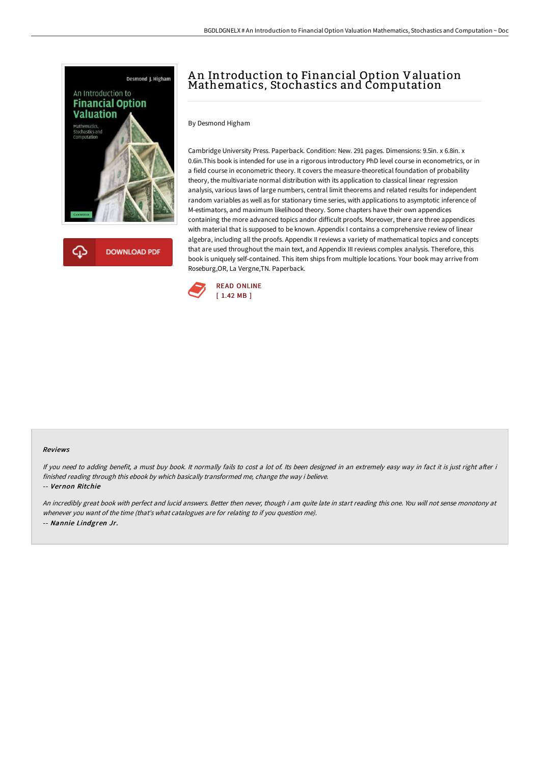# An Introduction to Financial Option Valuation Mathematics, Stochastics and Computation

By Desmond Higham

Cambridge University Press. Paperback. Condition: New. 291 pages. Dimensions: 9.5in. x 6.8in. x 0.6in.This book is intended for use in a rigorous introductory PhD level course in econometrics, or in a field course in econometric theory. It covers the measure-theoretical foundation of probability theory, the multivariate normal distribution with its application to classical linear regression analysis, various laws of large numbers, central limit theorems and related results for independent random variables as well as for stationary time series, with applications to asymptotic inference of M-estimators, and maximum likelihood theory. Some chapters have their own appendices containing the more advanced topics andor difficult proofs. Moreover, there are three appendices with material that is supposed to be known. Appendix I contains a comprehensive review of linear algebra, including all the proofs. Appendix II reviews a variety of mathematical topics and concepts that are used throughout the main text, and Appendix III reviews complex analysis. Therefore, this book is uniquely self-contained. This item ships from multiple locations. Your book may arrive from Roseburg,OR, La Vergne,TN. Paperback.

READ ONLINE
[ 1.42 MB ]

### Reviews

*If you need to adding benefit, a must buy book. It normally fails to cost a lot of. Its been designed in an extremely easy way in fact it is just right after i finished reading through this ebook by which basically transformed me, change the way i believe.*

-- ***Vernon Ritchie***

*An incredibly great book with perfect and lucid answers. Better then never, though i am quite late in start reading this one. You will not sense monotony at whenever you want of the time (that's what catalogues are for relating to if you question me).*

-- ***Nannie Lindgren Jr.***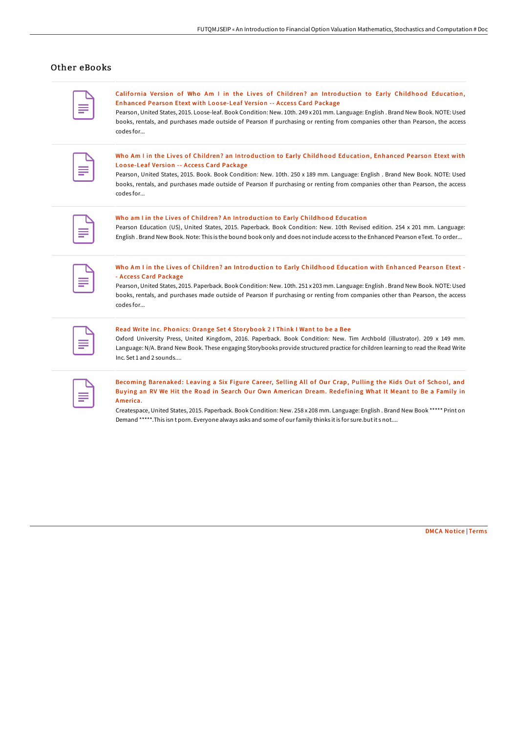## Other eBooks

**California Version of Who Am I in the Lives of Children? an Introduction to Early Childhood Education, Enhanced Pearson Etext with Loose-Leaf Version -- Access Card Package**

Pearson, United States, 2015. Loose-leaf. Book Condition: New. 10th. 249 x 201 mm. Language: English . Brand New Book. NOTE: Used books, rentals, and purchases made outside of Pearson If purchasing or renting from companies other than Pearson, the access codes for...

**Who Am I in the Lives of Children? an Introduction to Early Childhood Education, Enhanced Pearson Etext with Loose-Leaf Version -- Access Card Package**

Pearson, United States, 2015. Book. Book Condition: New. 10th. 250 x 189 mm. Language: English . Brand New Book. NOTE: Used books, rentals, and purchases made outside of Pearson If purchasing or renting from companies other than Pearson, the access codes for...

**Who am I in the Lives of Children? An Introduction to Early Childhood Education**

Pearson Education (US), United States, 2015. Paperback. Book Condition: New. 10th Revised edition. 254 x 201 mm. Language: English . Brand New Book. Note: This is the bound book only and does not include access to the Enhanced Pearson eText. To order...

**Who Am I in the Lives of Children? an Introduction to Early Childhood Education with Enhanced Pearson Etext -- Access Card Package**

Pearson, United States, 2015. Paperback. Book Condition: New. 10th. 251 x 203 mm. Language: English . Brand New Book. NOTE: Used books, rentals, and purchases made outside of Pearson If purchasing or renting from companies other than Pearson, the access codes for...

**Read Write Inc. Phonics: Orange Set 4 Storybook 2 I Think I Want to be a Bee**

Oxford University Press, United Kingdom, 2016. Paperback. Book Condition: New. Tim Archbold (illustrator). 209 x 149 mm. Language: N/A. Brand New Book. These engaging Storybooks provide structured practice for children learning to read the Read Write Inc. Set 1 and 2 sounds....

**Becoming Barenaked: Leaving a Six Figure Career, Selling All of Our Crap, Pulling the Kids Out of School, and Buying an RV We Hit the Road in Search Our Own American Dream. Redefining What It Meant to Be a Family in America.**

Createspace, United States, 2015. Paperback. Book Condition: New. 258 x 208 mm. Language: English . Brand New Book ***** Print on Demand *****.This isn t porn. Everyone always asks and some of our family thinks it is for sure.but it s not....

DMCA Notice | Terms